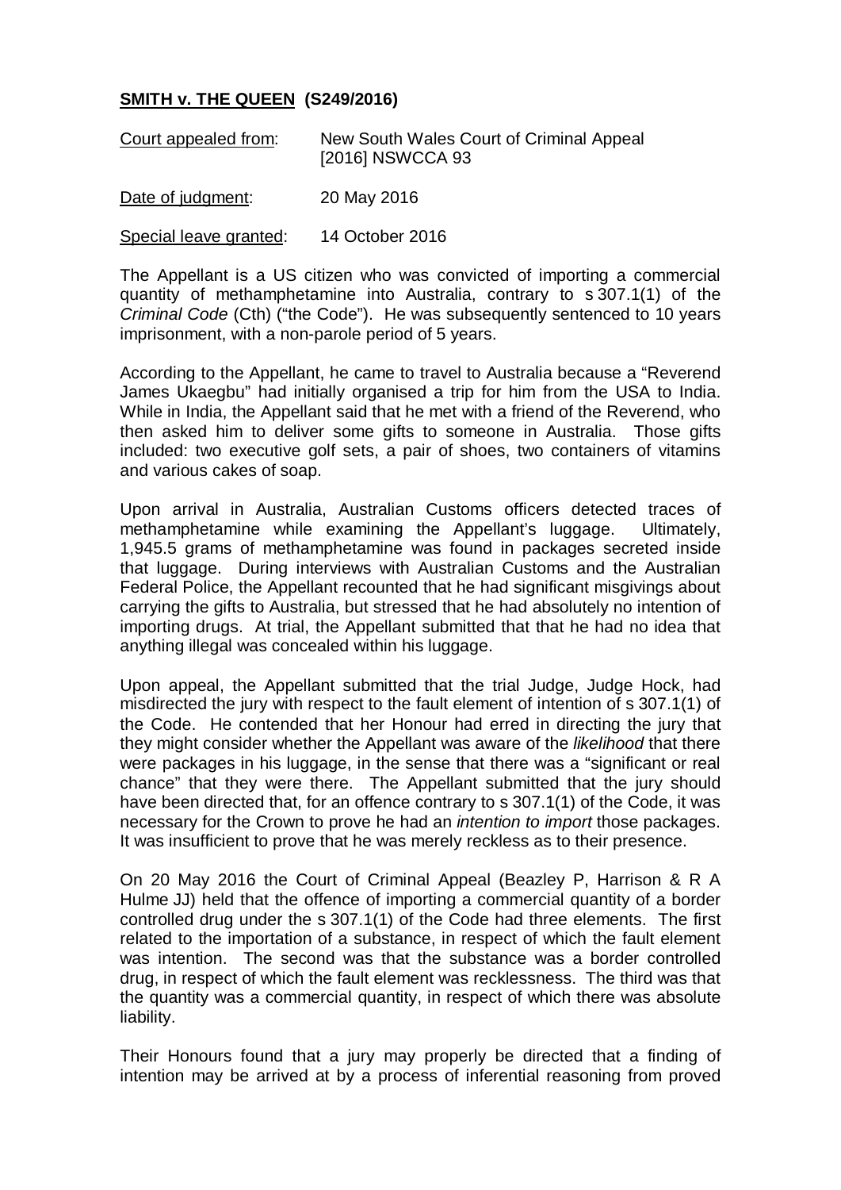**SMITH v. THE QUEEN (S249/2016)**

Court appealed from: New South Wales Court of Criminal Appeal [2016] NSWCCA 93

Date of judgment: 20 May 2016

Special leave granted: 14 October 2016

The Appellant is a US citizen who was convicted of importing a commercial quantity of methamphetamine into Australia, contrary to s 307.1(1) of the *Criminal Code* (Cth) ("the Code"). He was subsequently sentenced to 10 years imprisonment, with a non-parole period of 5 years.

According to the Appellant, he came to travel to Australia because a "Reverend James Ukaegbu" had initially organised a trip for him from the USA to India. While in India, the Appellant said that he met with a friend of the Reverend, who then asked him to deliver some gifts to someone in Australia. Those gifts included: two executive golf sets, a pair of shoes, two containers of vitamins and various cakes of soap.

Upon arrival in Australia, Australian Customs officers detected traces of methamphetamine while examining the Appellant's luggage. Ultimately, 1,945.5 grams of methamphetamine was found in packages secreted inside that luggage. During interviews with Australian Customs and the Australian Federal Police, the Appellant recounted that he had significant misgivings about carrying the gifts to Australia, but stressed that he had absolutely no intention of importing drugs. At trial, the Appellant submitted that that he had no idea that anything illegal was concealed within his luggage.

Upon appeal, the Appellant submitted that the trial Judge, Judge Hock, had misdirected the jury with respect to the fault element of intention of s 307.1(1) of the Code. He contended that her Honour had erred in directing the jury that they might consider whether the Appellant was aware of the *likelihood* that there were packages in his luggage, in the sense that there was a "significant or real chance" that they were there. The Appellant submitted that the jury should have been directed that, for an offence contrary to s 307.1(1) of the Code, it was necessary for the Crown to prove he had an *intention to import* those packages. It was insufficient to prove that he was merely reckless as to their presence.

On 20 May 2016 the Court of Criminal Appeal (Beazley P, Harrison & R A Hulme JJ) held that the offence of importing a commercial quantity of a border controlled drug under the s 307.1(1) of the Code had three elements. The first related to the importation of a substance, in respect of which the fault element was intention. The second was that the substance was a border controlled drug, in respect of which the fault element was recklessness. The third was that the quantity was a commercial quantity, in respect of which there was absolute liability.

Their Honours found that a jury may properly be directed that a finding of intention may be arrived at by a process of inferential reasoning from proved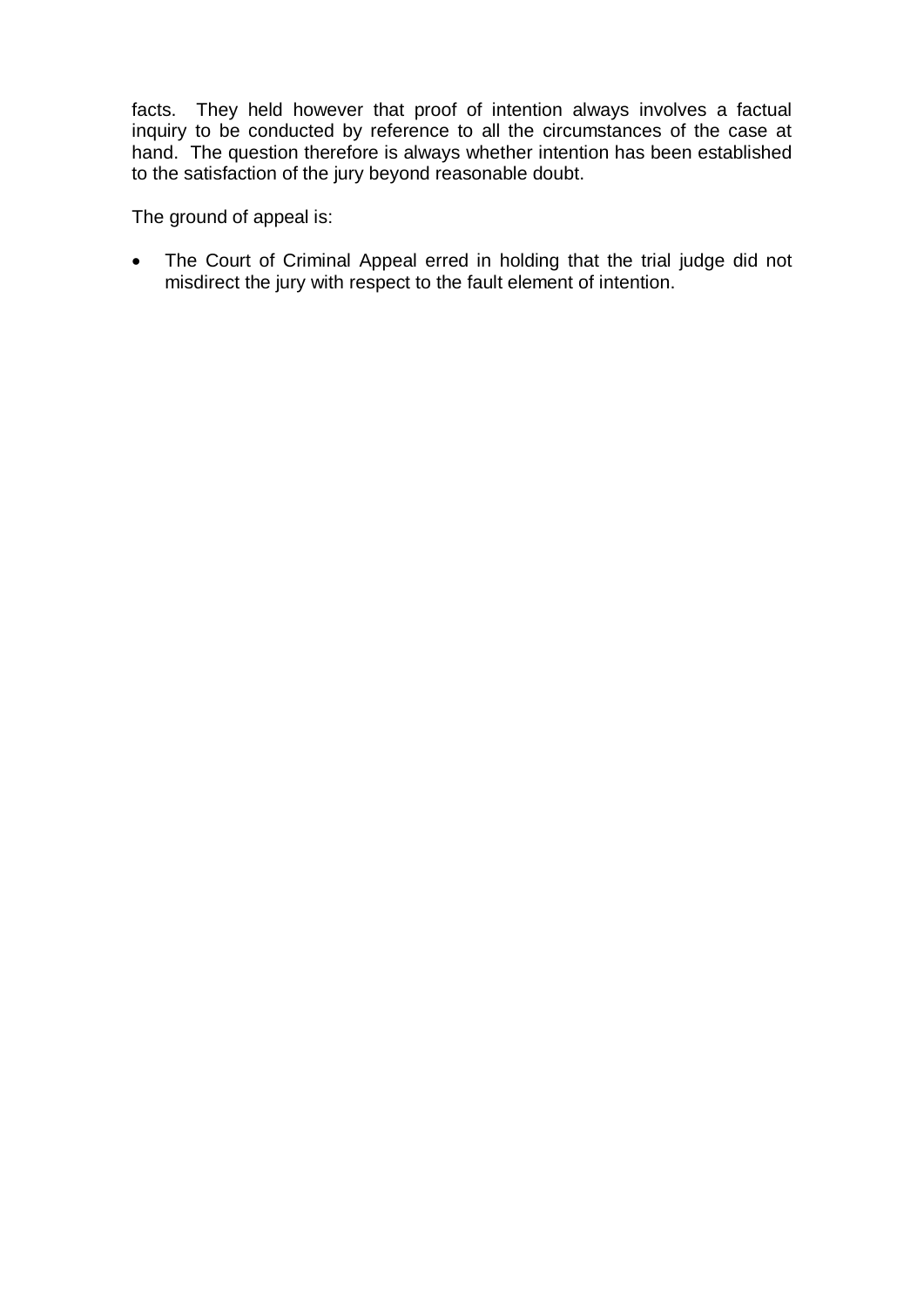facts. They held however that proof of intention always involves a factual inquiry to be conducted by reference to all the circumstances of the case at hand. The question therefore is always whether intention has been established to the satisfaction of the jury beyond reasonable doubt.

The ground of appeal is:

- The Court of Criminal Appeal erred in holding that the trial judge did not misdirect the jury with respect to the fault element of intention.